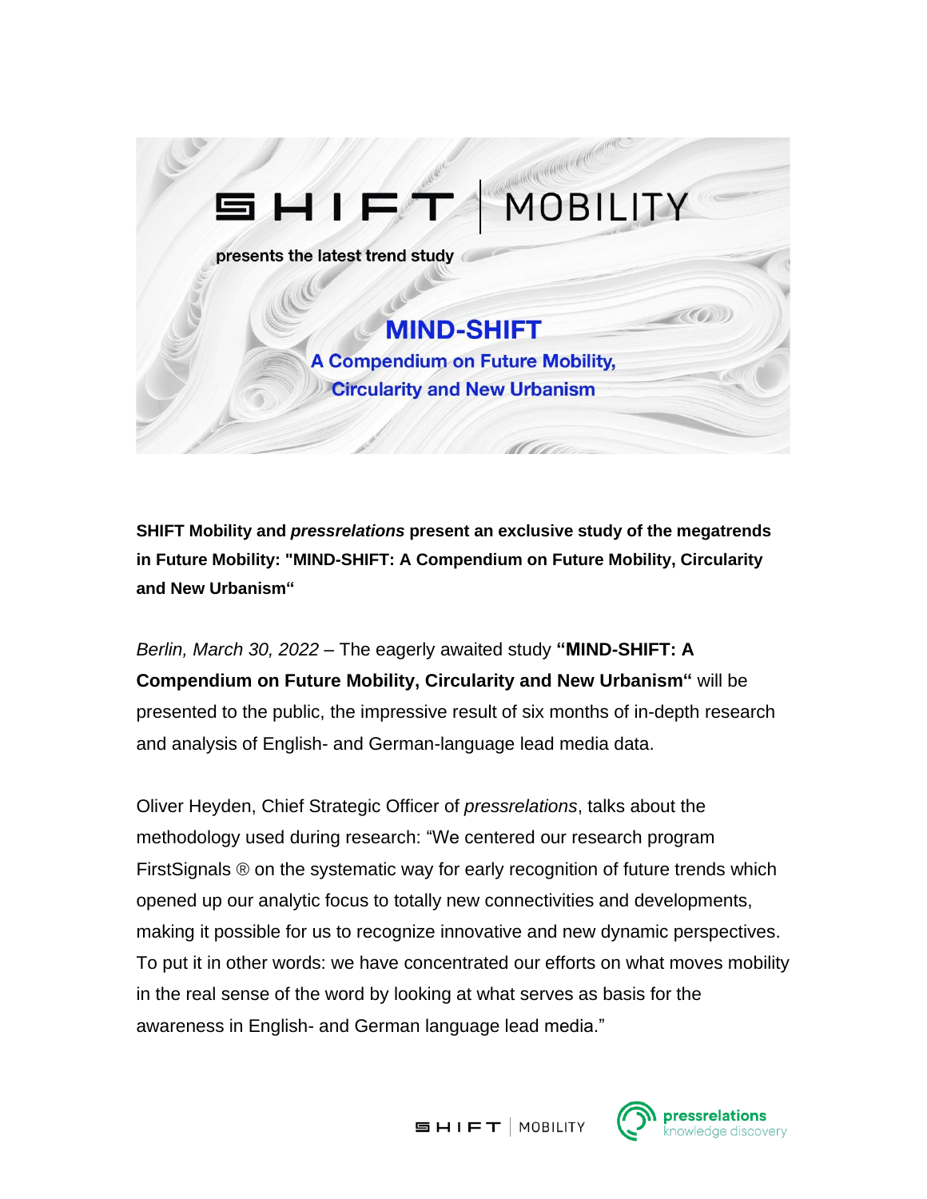SHIFT | MOBILITY

presents the latest trend study

# MIND-SHIFT

## A Compendium on Future Mobility, Circularity and New Urbanism

**SHIFT Mobility and *pressrelations* present an exclusive study of the megatrends in Future Mobility: "MIND-SHIFT: A Compendium on Future Mobility, Circularity and New Urbanism“**

*Berlin, March 30, 2022* – The eagerly awaited study **“MIND-SHIFT: A Compendium on Future Mobility, Circularity and New Urbanism“** will be presented to the public, the impressive result of six months of in-depth research and analysis of English- and German-language lead media data.

Oliver Heyden, Chief Strategic Officer of *pressrelations*, talks about the methodology used during research: “We centered our research program FirstSignals ® on the systematic way for early recognition of future trends which opened up our analytic focus to totally new connectivities and developments, making it possible for us to recognize innovative and new dynamic perspectives. To put it in other words: we have concentrated our efforts on what moves mobility in the real sense of the word by looking at what serves as basis for the awareness in English- and German language lead media.”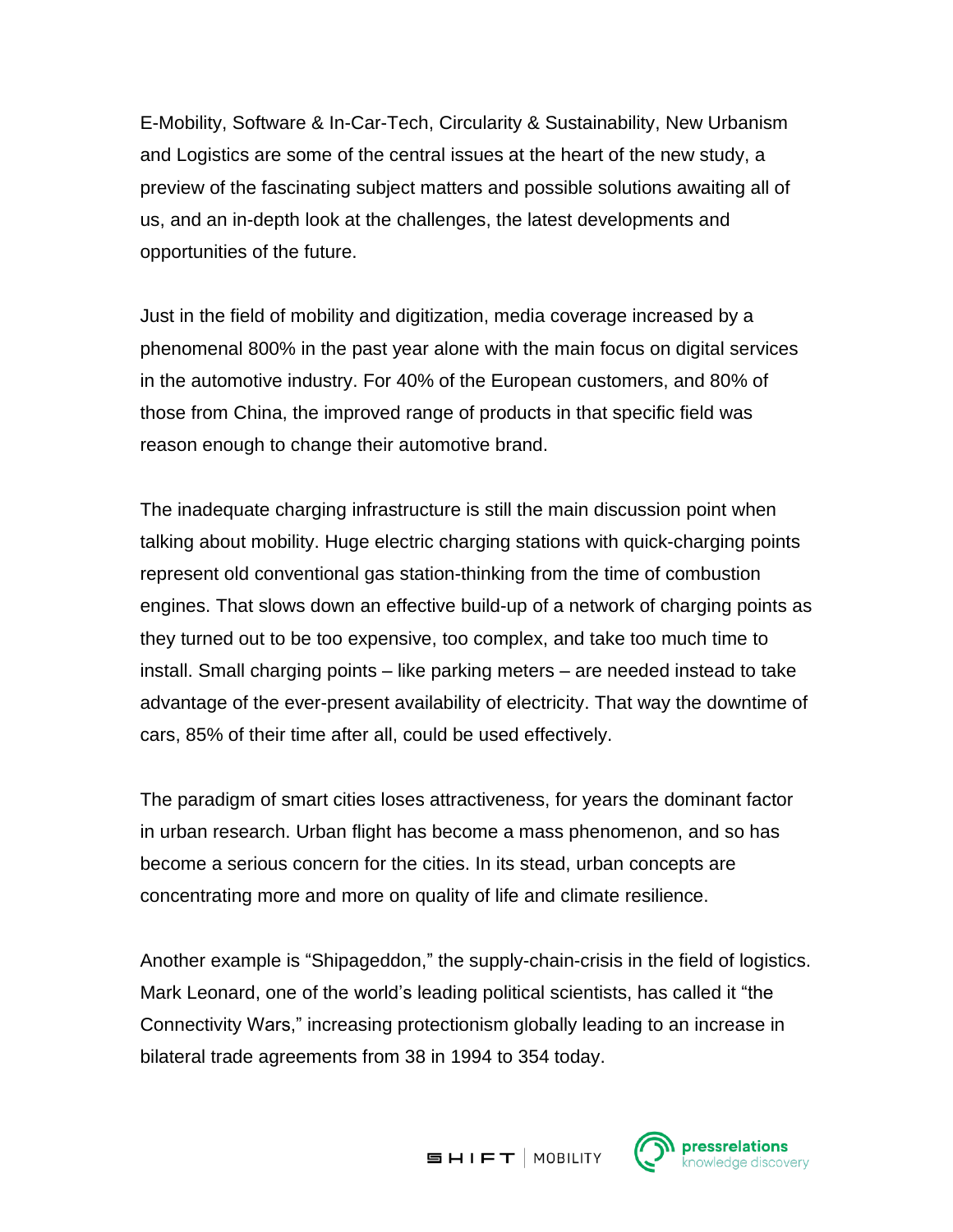E-Mobility, Software & In-Car-Tech, Circularity & Sustainability, New Urbanism and Logistics are some of the central issues at the heart of the new study, a preview of the fascinating subject matters and possible solutions awaiting all of us, and an in-depth look at the challenges, the latest developments and opportunities of the future.

Just in the field of mobility and digitization, media coverage increased by a phenomenal 800% in the past year alone with the main focus on digital services in the automotive industry. For 40% of the European customers, and 80% of those from China, the improved range of products in that specific field was reason enough to change their automotive brand.

The inadequate charging infrastructure is still the main discussion point when talking about mobility. Huge electric charging stations with quick-charging points represent old conventional gas station-thinking from the time of combustion engines. That slows down an effective build-up of a network of charging points as they turned out to be too expensive, too complex, and take too much time to install. Small charging points – like parking meters – are needed instead to take advantage of the ever-present availability of electricity. That way the downtime of cars, 85% of their time after all, could be used effectively.

The paradigm of smart cities loses attractiveness, for years the dominant factor in urban research. Urban flight has become a mass phenomenon, and so has become a serious concern for the cities. In its stead, urban concepts are concentrating more and more on quality of life and climate resilience.

Another example is "Shipageddon," the supply-chain-crisis in the field of logistics. Mark Leonard, one of the world's leading political scientists, has called it "the Connectivity Wars," increasing protectionism globally leading to an increase in bilateral trade agreements from 38 in 1994 to 354 today.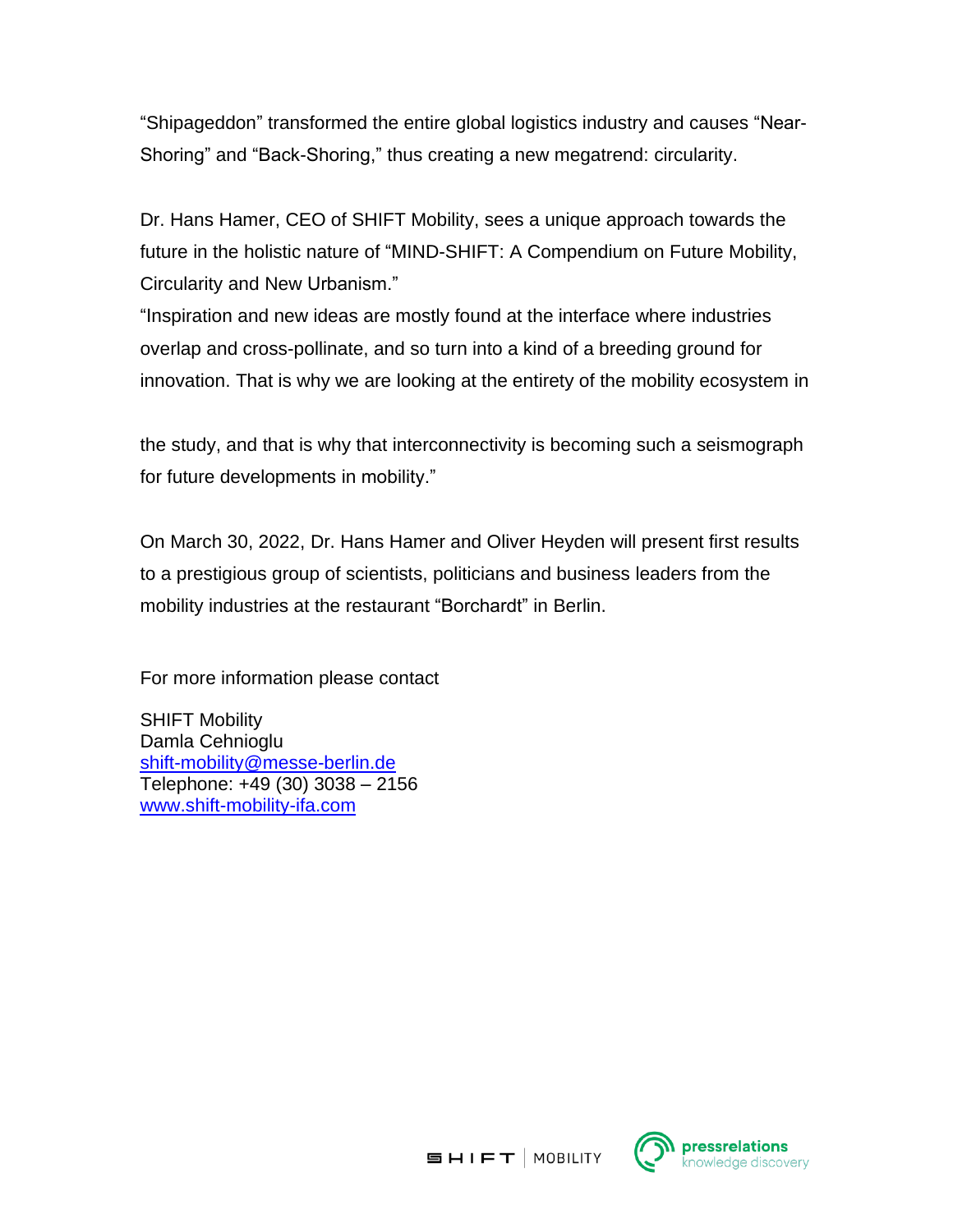“Shipageddon” transformed the entire global logistics industry and causes “Near-Shoring” and “Back-Shoring,” thus creating a new megatrend: circularity.

Dr. Hans Hamer, CEO of SHIFT Mobility, sees a unique approach towards the future in the holistic nature of “MIND-SHIFT: A Compendium on Future Mobility, Circularity and New Urbanism.”
“Inspiration and new ideas are mostly found at the interface where industries overlap and cross-pollinate, and so turn into a kind of a breeding ground for innovation. That is why we are looking at the entirety of the mobility ecosystem in the study, and that is why that interconnectivity is becoming such a seismograph for future developments in mobility.”

On March 30, 2022, Dr. Hans Hamer and Oliver Heyden will present first results to a prestigious group of scientists, politicians and business leaders from the mobility industries at the restaurant “Borchardt” in Berlin.

For more information please contact

SHIFT Mobility
Damla Cehnioglu
shift-mobility@messe-berlin.de
Telephone: +49 (30) 3038 – 2156
www.shift-mobility-ifa.com